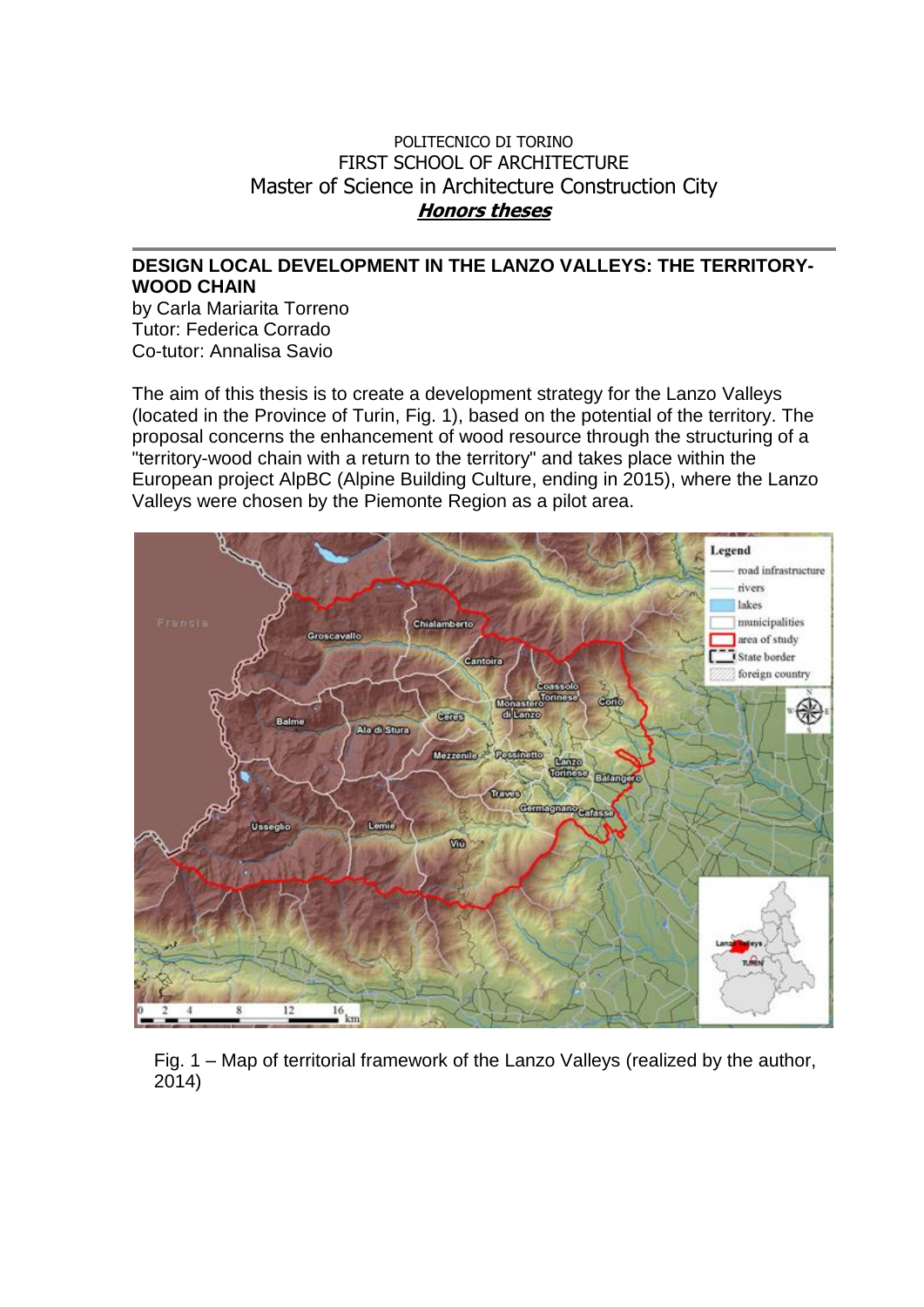POLITECNICO DI TORINO
FIRST SCHOOL OF ARCHITECTURE
Master of Science in Architecture Construction City
***Honors theses***

---

## DESIGN LOCAL DEVELOPMENT IN THE LANZO VALLEYS: THE TERRITORY-WOOD CHAIN

by Carla Mariarita Torreno
Tutor: Federica Corrado
Co-tutor: Annalisa Savio

The aim of this thesis is to create a development strategy for the Lanzo Valleys (located in the Province of Turin, Fig. 1), based on the potential of the territory. The proposal concerns the enhancement of wood resource through the structuring of a "territory-wood chain with a return to the territory" and takes place within the European project AlpBC (Alpine Building Culture, ending in 2015), where the Lanzo Valleys were chosen by the Piemonte Region as a pilot area.

Fig. 1 – Map of territorial framework of the Lanzo Valleys (realized by the author, 2014)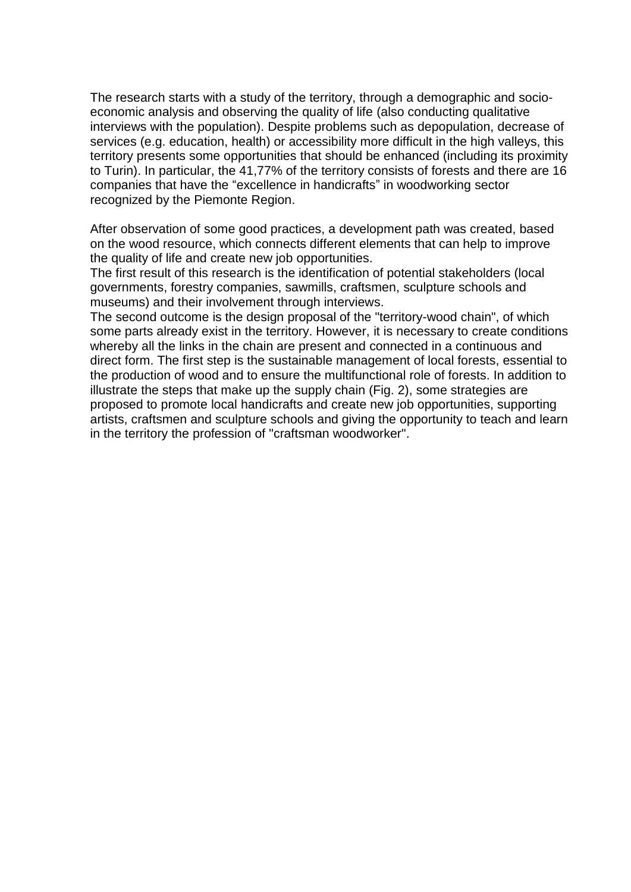The research starts with a study of the territory, through a demographic and socio-economic analysis and observing the quality of life (also conducting qualitative interviews with the population). Despite problems such as depopulation, decrease of services (e.g. education, health) or accessibility more difficult in the high valleys, this territory presents some opportunities that should be enhanced (including its proximity to Turin). In particular, the 41,77% of the territory consists of forests and there are 16 companies that have the “excellence in handicrafts” in woodworking sector recognized by the Piemonte Region.

After observation of some good practices, a development path was created, based on the wood resource, which connects different elements that can help to improve the quality of life and create new job opportunities.
The first result of this research is the identification of potential stakeholders (local governments, forestry companies, sawmills, craftsmen, sculpture schools and museums) and their involvement through interviews.
The second outcome is the design proposal of the "territory-wood chain", of which some parts already exist in the territory. However, it is necessary to create conditions whereby all the links in the chain are present and connected in a continuous and direct form. The first step is the sustainable management of local forests, essential to the production of wood and to ensure the multifunctional role of forests. In addition to illustrate the steps that make up the supply chain (Fig. 2), some strategies are proposed to promote local handicrafts and create new job opportunities, supporting artists, craftsmen and sculpture schools and giving the opportunity to teach and learn in the territory the profession of "craftsman woodworker".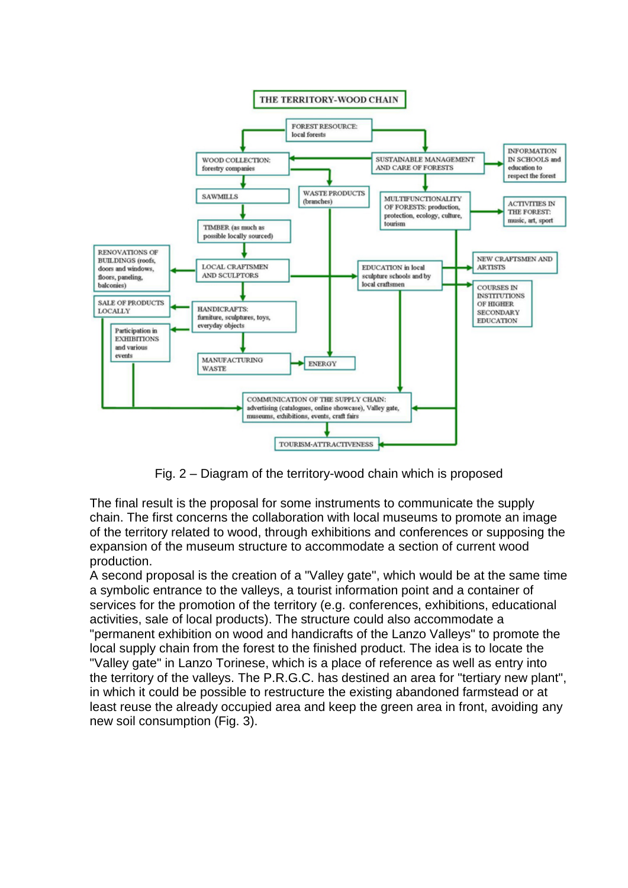Fig. 2 – Diagram of the territory-wood chain which is proposed

The final result is the proposal for some instruments to communicate the supply chain. The first concerns the collaboration with local museums to promote an image of the territory related to wood, through exhibitions and conferences or supposing the expansion of the museum structure to accommodate a section of current wood production.

A second proposal is the creation of a "Valley gate", which would be at the same time a symbolic entrance to the valleys, a tourist information point and a container of services for the promotion of the territory (e.g. conferences, exhibitions, educational activities, sale of local products). The structure could also accommodate a "permanent exhibition on wood and handicrafts of the Lanzo Valleys" to promote the local supply chain from the forest to the finished product. The idea is to locate the "Valley gate" in Lanzo Torinese, which is a place of reference as well as entry into the territory of the valleys. The P.R.G.C. has destined an area for "tertiary new plant", in which it could be possible to restructure the existing abandoned farmstead or at least reuse the already occupied area and keep the green area in front, avoiding any new soil consumption (Fig. 3).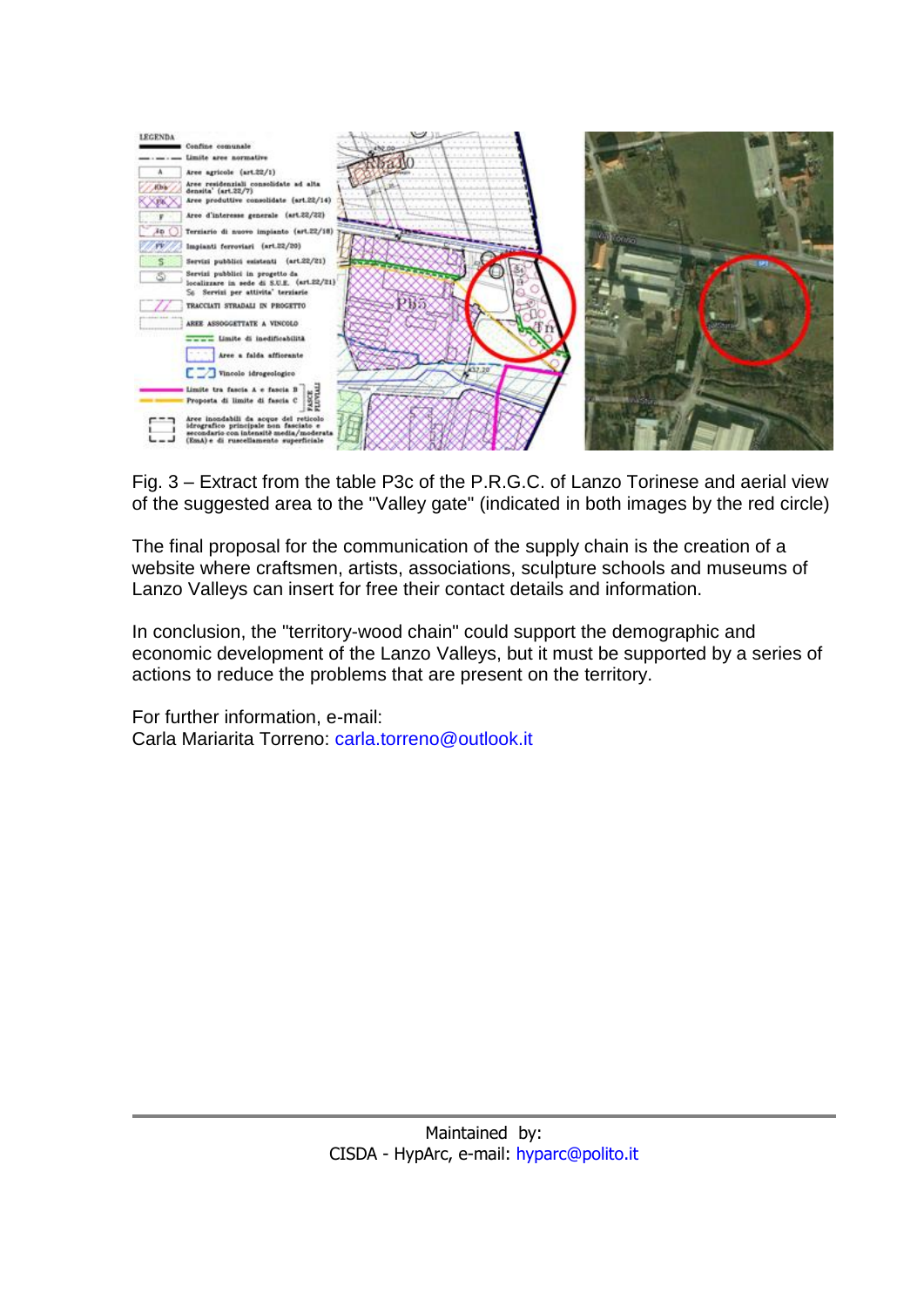Fig. 3 – Extract from the table P3c of the P.R.G.C. of Lanzo Torinese and aerial view of the suggested area to the "Valley gate" (indicated in both images by the red circle)

The final proposal for the communication of the supply chain is the creation of a website where craftsmen, artists, associations, sculpture schools and museums of Lanzo Valleys can insert for free their contact details and information.

In conclusion, the "territory-wood chain" could support the demographic and economic development of the Lanzo Valleys, but it must be supported by a series of actions to reduce the problems that are present on the territory.

For further information, e-mail:
Carla Mariarita Torreno: carla.torreno@outlook.it

---

Maintained by:
CISDA - HypArc, e-mail: hyparc@polito.it